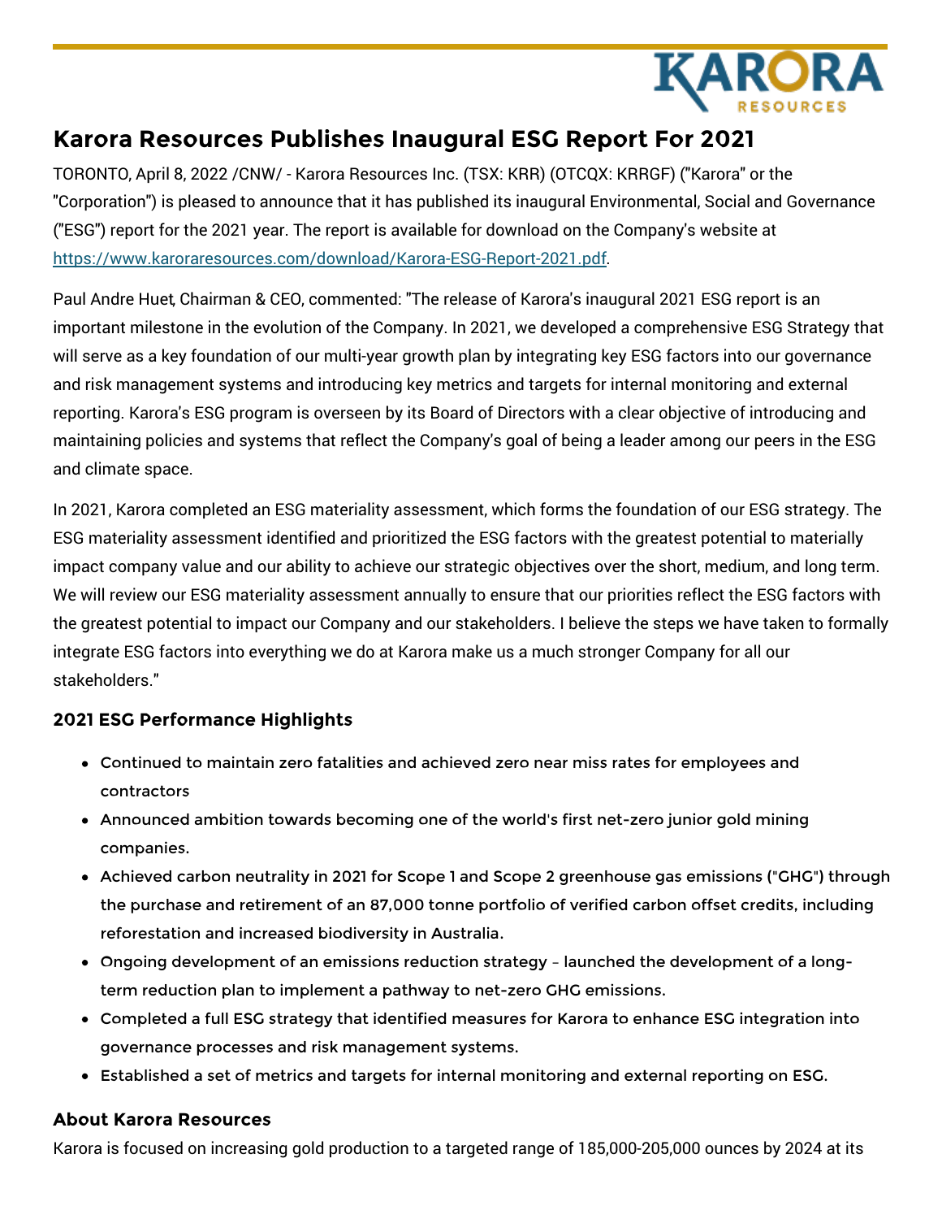# Karora Resources Publishes Inaugural ESG Report For 2021

TORONTO, April 8, 2022 /CNW/ - Karora Resources Inc. (TSX: KRR) (OTCQX: KRRGF) ("Karora" or the "Corporation") is pleased to announce that it has published its inaugural Environmental, Social and Governance ("ESG") report for the 2021 year. The report is available for download on the Company's website at https://www.karoraresources.com/download/Karora-ESG-Report-2021.pdf.

Paul Andre Huet, Chairman & CEO, commented: "The release of Karora's inaugural 2021 ESG report is an important milestone in the evolution of the Company. In 2021, we developed a comprehensive ESG Strategy that will serve as a key foundation of our multi-year growth plan by integrating key ESG factors into our governance and risk management systems and introducing key metrics and targets for internal monitoring and external reporting. Karora's ESG program is overseen by its Board of Directors with a clear objective of introducing and maintaining policies and systems that reflect the Company's goal of being a leader among our peers in the ESG and climate space.

In 2021, Karora completed an ESG materiality assessment, which forms the foundation of our ESG strategy. The ESG materiality assessment identified and prioritized the ESG factors with the greatest potential to materially impact company value and our ability to achieve our strategic objectives over the short, medium, and long term. We will review our ESG materiality assessment annually to ensure that our priorities reflect the ESG factors with the greatest potential to impact our Company and our stakeholders. I believe the steps we have taken to formally integrate ESG factors into everything we do at Karora make us a much stronger Company for all our stakeholders."

### 2021 ESG Performance Highlights

- Continued to maintain zero fatalities and achieved zero near miss rates for employees and contractors
- Announced ambition towards becoming one of the world's first net-zero junior gold mining companies.
- Achieved carbon neutrality in 2021 for Scope 1 and Scope 2 greenhouse gas emissions ("GHG") through the purchase and retirement of an 87,000 tonne portfolio of verified carbon offset credits, including reforestation and increased biodiversity in Australia.
- Ongoing development of an emissions reduction strategy – launched the development of a long-term reduction plan to implement a pathway to net-zero GHG emissions.
- Completed a full ESG strategy that identified measures for Karora to enhance ESG integration into governance processes and risk management systems.
- Established a set of metrics and targets for internal monitoring and external reporting on ESG.

### About Karora Resources

Karora is focused on increasing gold production to a targeted range of 185,000-205,000 ounces by 2024 at its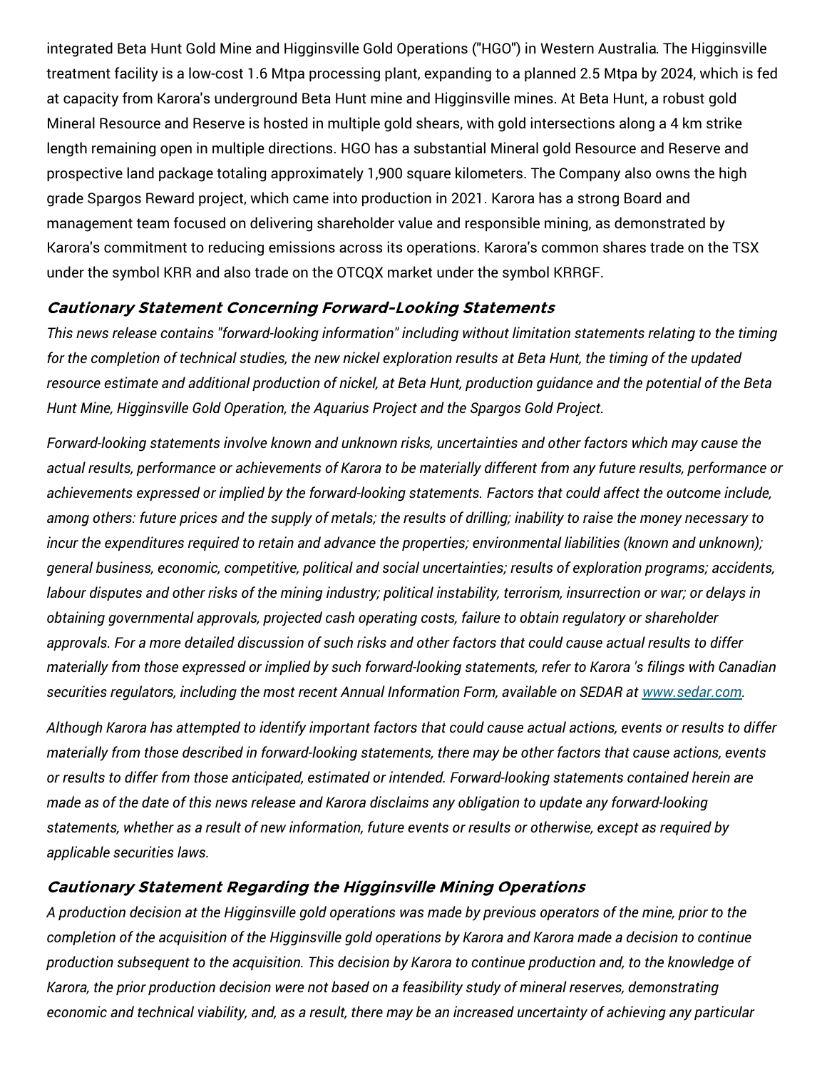integrated Beta Hunt Gold Mine and Higginsville Gold Operations ("HGO") in Western Australia. The Higginsville treatment facility is a low-cost 1.6 Mtpa processing plant, expanding to a planned 2.5 Mtpa by 2024, which is fed at capacity from Karora's underground Beta Hunt mine and Higginsville mines. At Beta Hunt, a robust gold Mineral Resource and Reserve is hosted in multiple gold shears, with gold intersections along a 4 km strike length remaining open in multiple directions. HGO has a substantial Mineral gold Resource and Reserve and prospective land package totaling approximately 1,900 square kilometers. The Company also owns the high grade Spargos Reward project, which came into production in 2021. Karora has a strong Board and management team focused on delivering shareholder value and responsible mining, as demonstrated by Karora's commitment to reducing emissions across its operations. Karora's common shares trade on the TSX under the symbol KRR and also trade on the OTCQX market under the symbol KRRGF.

## *Cautionary Statement Concerning Forward-Looking Statements*

*This news release contains "forward-looking information" including without limitation statements relating to the timing for the completion of technical studies, the new nickel exploration results at Beta Hunt, the timing of the updated resource estimate and additional production of nickel, at Beta Hunt, production guidance and the potential of the Beta Hunt Mine, Higginsville Gold Operation, the Aquarius Project and the Spargos Gold Project.*

*Forward-looking statements involve known and unknown risks, uncertainties and other factors which may cause the actual results, performance or achievements of Karora to be materially different from any future results, performance or achievements expressed or implied by the forward-looking statements. Factors that could affect the outcome include, among others: future prices and the supply of metals; the results of drilling; inability to raise the money necessary to incur the expenditures required to retain and advance the properties; environmental liabilities (known and unknown); general business, economic, competitive, political and social uncertainties; results of exploration programs; accidents, labour disputes and other risks of the mining industry; political instability, terrorism, insurrection or war; or delays in obtaining governmental approvals, projected cash operating costs, failure to obtain regulatory or shareholder approvals. For a more detailed discussion of such risks and other factors that could cause actual results to differ materially from those expressed or implied by such forward-looking statements, refer to Karora 's filings with Canadian securities regulators, including the most recent Annual Information Form, available on SEDAR at [www.sedar.com](http://www.sedar.com).*

*Although Karora has attempted to identify important factors that could cause actual actions, events or results to differ materially from those described in forward-looking statements, there may be other factors that cause actions, events or results to differ from those anticipated, estimated or intended. Forward-looking statements contained herein are made as of the date of this news release and Karora disclaims any obligation to update any forward-looking statements, whether as a result of new information, future events or results or otherwise, except as required by applicable securities laws.*

## *Cautionary Statement Regarding the Higginsville Mining Operations*

*A production decision at the Higginsville gold operations was made by previous operators of the mine, prior to the completion of the acquisition of the Higginsville gold operations by Karora and Karora made a decision to continue production subsequent to the acquisition. This decision by Karora to continue production and, to the knowledge of Karora, the prior production decision were not based on a feasibility study of mineral reserves, demonstrating economic and technical viability, and, as a result, there may be an increased uncertainty of achieving any particular*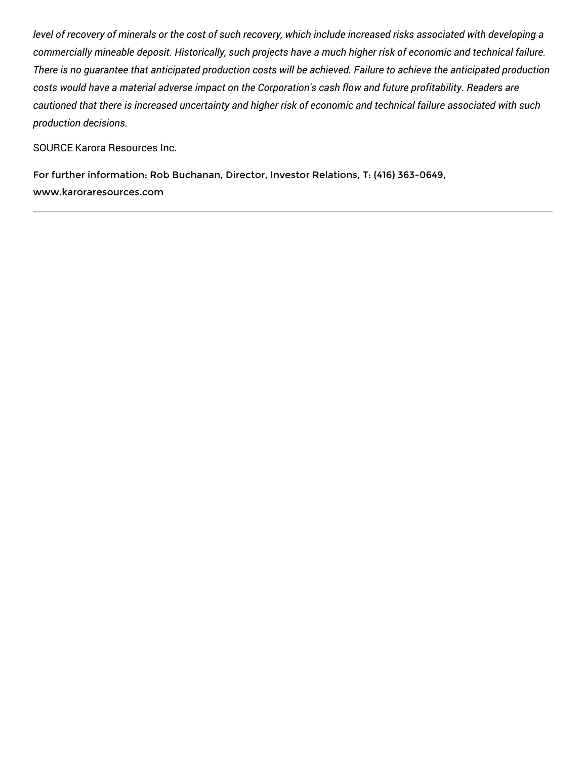*level of recovery of minerals or the cost of such recovery, which include increased risks associated with developing a commercially mineable deposit. Historically, such projects have a much higher risk of economic and technical failure. There is no guarantee that anticipated production costs will be achieved. Failure to achieve the anticipated production costs would have a material adverse impact on the Corporation's cash flow and future profitability. Readers are cautioned that there is increased uncertainty and higher risk of economic and technical failure associated with such production decisions.*

SOURCE Karora Resources Inc.

For further information: Rob Buchanan, Director, Investor Relations, T: (416) 363-0649, www.karoraresources.com